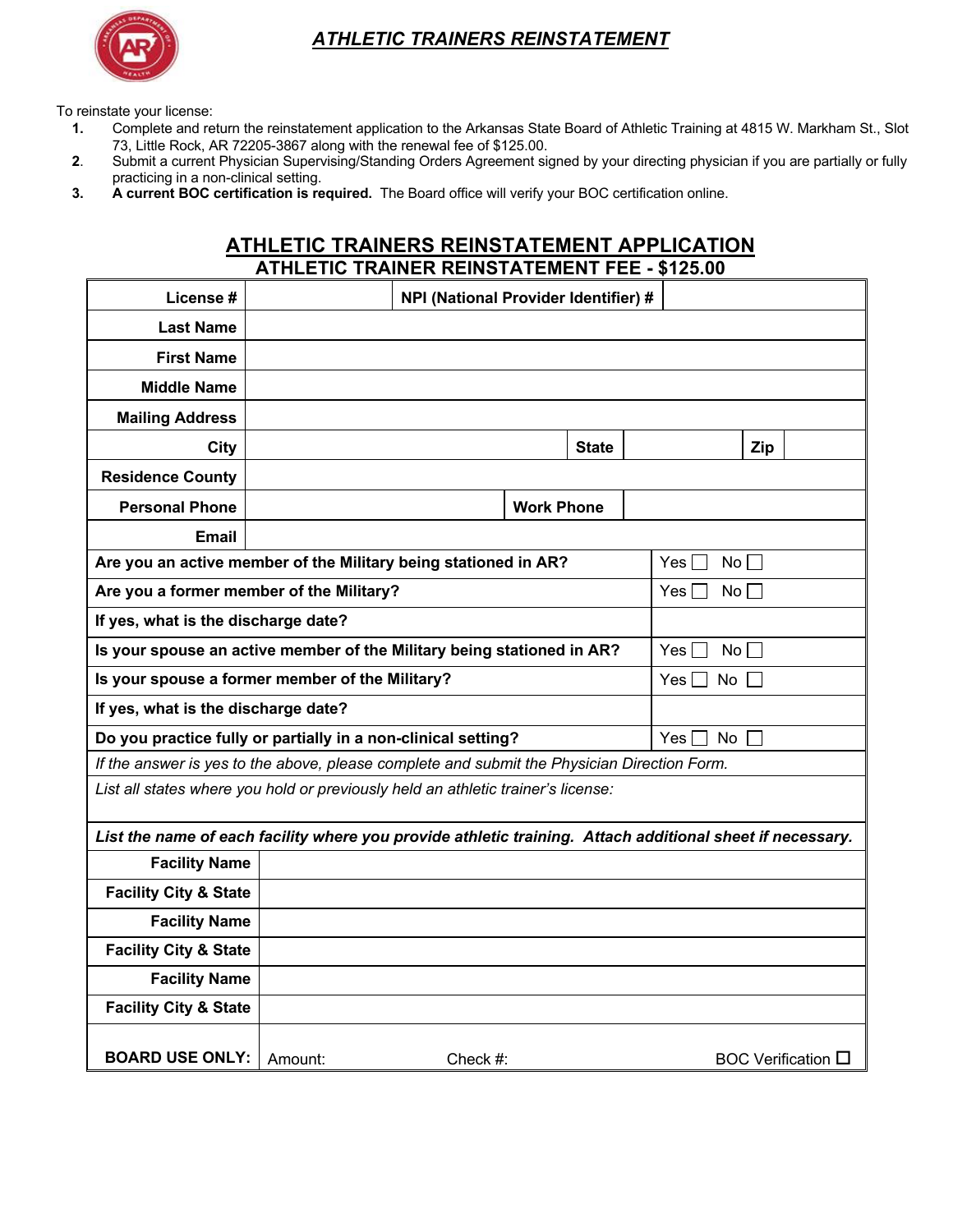# ATHLETIC TRAINERS REINSTATEMENT

To reinstate your license:

1. Complete and return the reinstatement application to the Arkansas State Board of Athletic Training at 4815 W. Markham St., Slot 73, Little Rock, AR 72205-3867 along with the renewal fee of $125.00.
2. Submit a current Physician Supervising/Standing Orders Agreement signed by your directing physician if you are partially or fully practicing in a non-clinical setting.
3. **A current BOC certification is required.** The Board office will verify your BOC certification online.

## ATHLETIC TRAINERS REINSTATEMENT APPLICATION

### ATHLETIC TRAINER REINSTATEMENT FEE - $125.00

| | | | | | |
|---|---|---|---|---|---|
| **License #** | | **NPI (National Provider Identifier) #** | | | |
| **Last Name** | | | | | |
| **First Name** | | | | | |
| **Middle Name** | | | | | |
| **Mailing Address** | | | | | |
| **City** | | **State** | | **Zip** | |
| **Residence County** | | | | | |
| **Personal Phone** | | **Work Phone** | | | |
| **Email** | | | | | |

| | |
|---|---|
| **Are you an active member of the Military being stationed in AR?** | Yes ☐ No ☐ |
| **Are you a former member of the Military?** | Yes ☐ No ☐ |
| **If yes, what is the discharge date?** | |
| **Is your spouse an active member of the Military being stationed in AR?** | Yes ☐ No ☐ |
| **Is your spouse a former member of the Military?** | Yes ☐ No ☐ |
| **If yes, what is the discharge date?** | |
| **Do you practice fully or partially in a non-clinical setting?** | Yes ☐ No ☐ |

*If the answer is yes to the above, please complete and submit the Physician Direction Form.*

*List all states where you hold or previously held an athletic trainer's license:*

***List the name of each facility where you provide athletic training. Attach additional sheet if necessary.***

| | |
|---|---|
| **Facility Name** | |
| **Facility City & State** | |
| **Facility Name** | |
| **Facility City & State** | |
| **Facility Name** | |
| **Facility City & State** | |
| **BOARD USE ONLY:** | Amount: Check #: BOC Verification ☐ |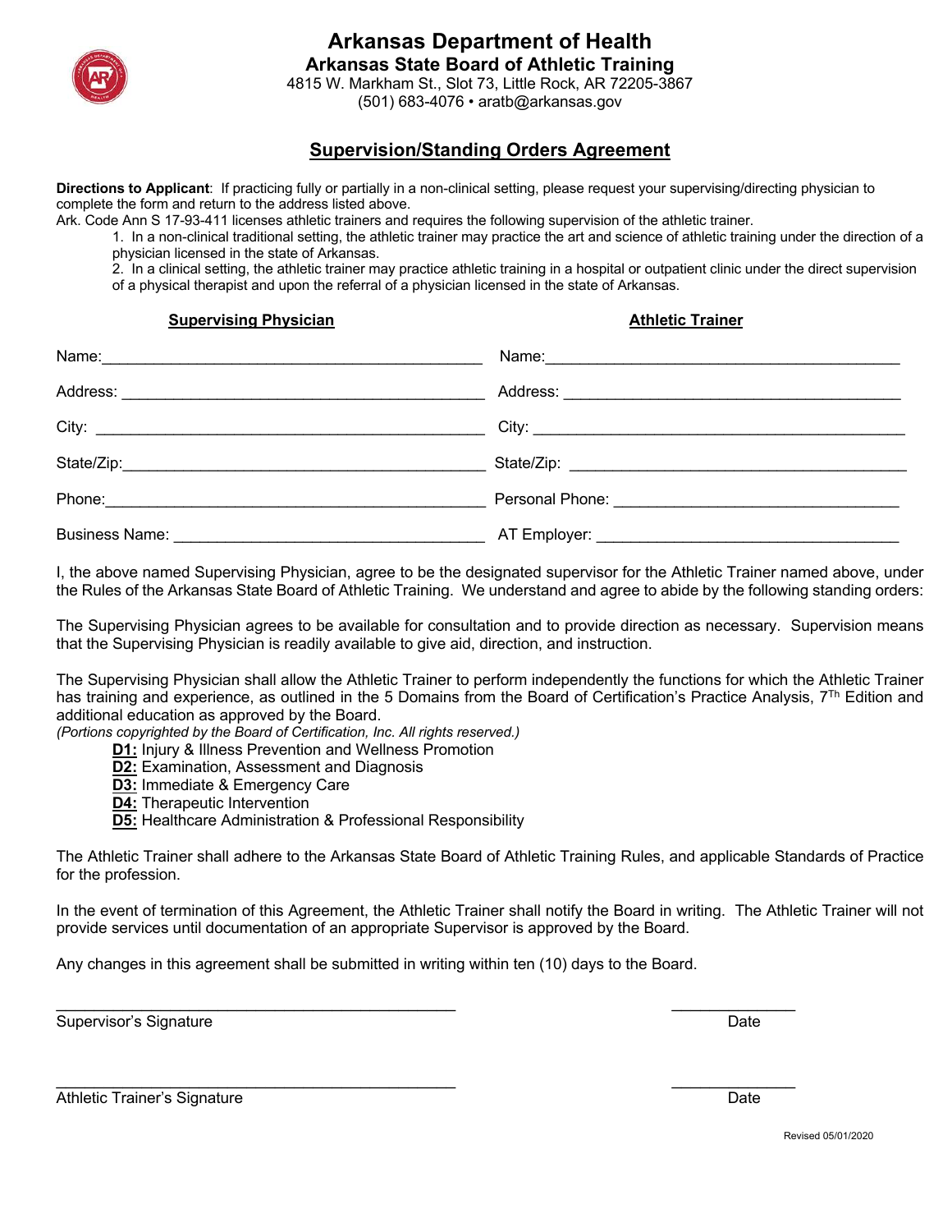# Arkansas Department of Health

## Arkansas State Board of Athletic Training

4815 W. Markham St., Slot 73, Little Rock, AR 72205-3867
(501) 683-4076 • aratb@arkansas.gov

## Supervision/Standing Orders Agreement

**Directions to Applicant**: If practicing fully or partially in a non-clinical setting, please request your supervising/directing physician to complete the form and return to the address listed above.

Ark. Code Ann S 17-93-411 licenses athletic trainers and requires the following supervision of the athletic trainer.

1. In a non-clinical traditional setting, the athletic trainer may practice the art and science of athletic training under the direction of a physician licensed in the state of Arkansas.
2. In a clinical setting, the athletic trainer may practice athletic training in a hospital or outpatient clinic under the direct supervision of a physical therapist and upon the referral of a physician licensed in the state of Arkansas.

| **Supervising Physician** | **Athletic Trainer** |
|---|---|
| Name: ______________________________ | Name: ______________________________ |
| Address: ______________________________ | Address: ______________________________ |
| City: ______________________________ | City: ______________________________ |
| State/Zip: ______________________________ | State/Zip: ______________________________ |
| Phone: ______________________________ | Personal Phone: ______________________________ |
| Business Name: ______________________________ | AT Employer: ______________________________ |

I, the above named Supervising Physician, agree to be the designated supervisor for the Athletic Trainer named above, under the Rules of the Arkansas State Board of Athletic Training. We understand and agree to abide by the following standing orders:

The Supervising Physician agrees to be available for consultation and to provide direction as necessary. Supervision means that the Supervising Physician is readily available to give aid, direction, and instruction.

The Supervising Physician shall allow the Athletic Trainer to perform independently the functions for which the Athletic Trainer has training and experience, as outlined in the 5 Domains from the Board of Certification's Practice Analysis, 7Th Edition and additional education as approved by the Board.

*(Portions copyrighted by the Board of Certification, Inc. All rights reserved.)*

- **D1:** Injury & Illness Prevention and Wellness Promotion
- **D2:** Examination, Assessment and Diagnosis
- **D3:** Immediate & Emergency Care
- **D4:** Therapeutic Intervention
- **D5:** Healthcare Administration & Professional Responsibility

The Athletic Trainer shall adhere to the Arkansas State Board of Athletic Training Rules, and applicable Standards of Practice for the profession.

In the event of termination of this Agreement, the Athletic Trainer shall notify the Board in writing. The Athletic Trainer will not provide services until documentation of an appropriate Supervisor is approved by the Board.

Any changes in this agreement shall be submitted in writing within ten (10) days to the Board.

______________________________ ______________
Supervisor's Signature Date

______________________________ ______________
Athletic Trainer's Signature Date

Revised 05/01/2020